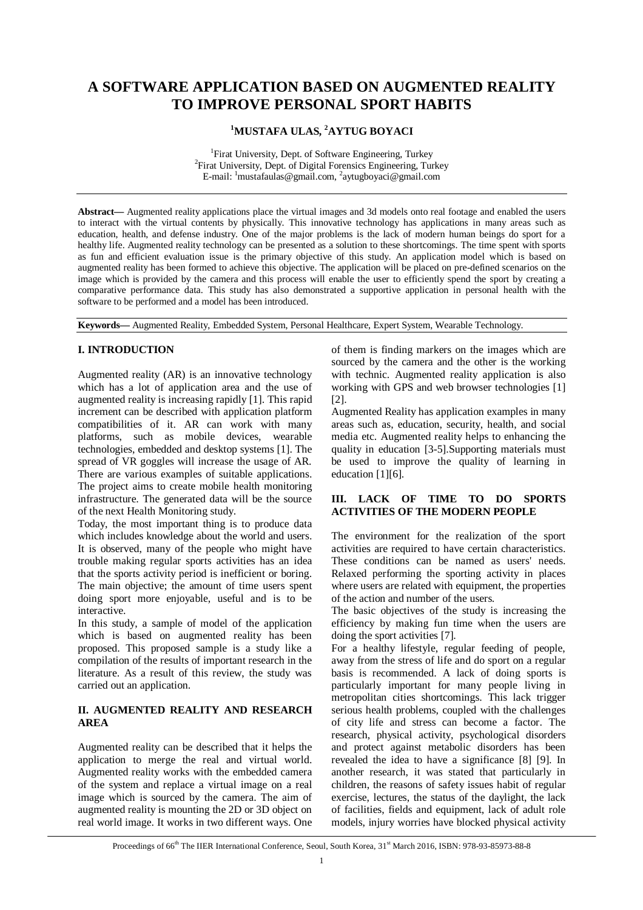# A SOFTWARE APPLICATION BASED ON AUGMENTED REALITY TO IMPROVE PERSONAL SPORT HABITS

**[1]MUSTAFA ULAS, [2]AYTUG BOYACI**

[1]Firat University, Dept. of Software Engineering, Turkey
[2]Firat University, Dept. of Digital Forensics Engineering, Turkey
E-mail: [1]mustafaulas@gmail.com, [2]aytugboyaci@gmail.com

**Abstract—** Augmented reality applications place the virtual images and 3d models onto real footage and enabled the users to interact with the virtual contents by physically. This innovative technology has applications in many areas such as education, health, and defense industry. One of the major problems is the lack of modern human beings do sport for a healthy life. Augmented reality technology can be presented as a solution to these shortcomings. The time spent with sports as fun and efficient evaluation issue is the primary objective of this study. An application model which is based on augmented reality has been formed to achieve this objective. The application will be placed on pre-defined scenarios on the image which is provided by the camera and this process will enable the user to efficiently spend the sport by creating a comparative performance data. This study has also demonstrated a supportive application in personal health with the software to be performed and a model has been introduced.

**Keywords—** Augmented Reality, Embedded System, Personal Healthcare, Expert System, Wearable Technology.

## I. INTRODUCTION

Augmented reality (AR) is an innovative technology which has a lot of application area and the use of augmented reality is increasing rapidly [1]. This rapid increment can be described with application platform compatibilities of it. AR can work with many platforms, such as mobile devices, wearable technologies, embedded and desktop systems [1]. The spread of VR goggles will increase the usage of AR. There are various examples of suitable applications. The project aims to create mobile health monitoring infrastructure. The generated data will be the source of the next Health Monitoring study.

Today, the most important thing is to produce data which includes knowledge about the world and users. It is observed, many of the people who might have trouble making regular sports activities has an idea that the sports activity period is inefficient or boring. The main objective; the amount of time users spent doing sport more enjoyable, useful and is to be interactive.

In this study, a sample of model of the application which is based on augmented reality has been proposed. This proposed sample is a study like a compilation of the results of important research in the literature. As a result of this review, the study was carried out an application.

## II. AUGMENTED REALITY AND RESEARCH AREA

Augmented reality can be described that it helps the application to merge the real and virtual world. Augmented reality works with the embedded camera of the system and replace a virtual image on a real image which is sourced by the camera. The aim of augmented reality is mounting the 2D or 3D object on real world image. It works in two different ways. One of them is finding markers on the images which are sourced by the camera and the other is the working with technic. Augmented reality application is also working with GPS and web browser technologies [1] [2].

Augmented Reality has application examples in many areas such as, education, security, health, and social media etc. Augmented reality helps to enhancing the quality in education [3-5].Supporting materials must be used to improve the quality of learning in education [1][6].

## III. LACK OF TIME TO DO SPORTS ACTIVITIES OF THE MODERN PEOPLE

The environment for the realization of the sport activities are required to have certain characteristics. These conditions can be named as users' needs. Relaxed performing the sporting activity in places where users are related with equipment, the properties of the action and number of the users.

The basic objectives of the study is increasing the efficiency by making fun time when the users are doing the sport activities [7].

For a healthy lifestyle, regular feeding of people, away from the stress of life and do sport on a regular basis is recommended. A lack of doing sports is particularly important for many people living in metropolitan cities shortcomings. This lack trigger serious health problems, coupled with the challenges of city life and stress can become a factor. The research, physical activity, psychological disorders and protect against metabolic disorders has been revealed the idea to have a significance [8] [9]. In another research, it was stated that particularly in children, the reasons of safety issues habit of regular exercise, lectures, the status of the daylight, the lack of facilities, fields and equipment, lack of adult role models, injury worries have blocked physical activity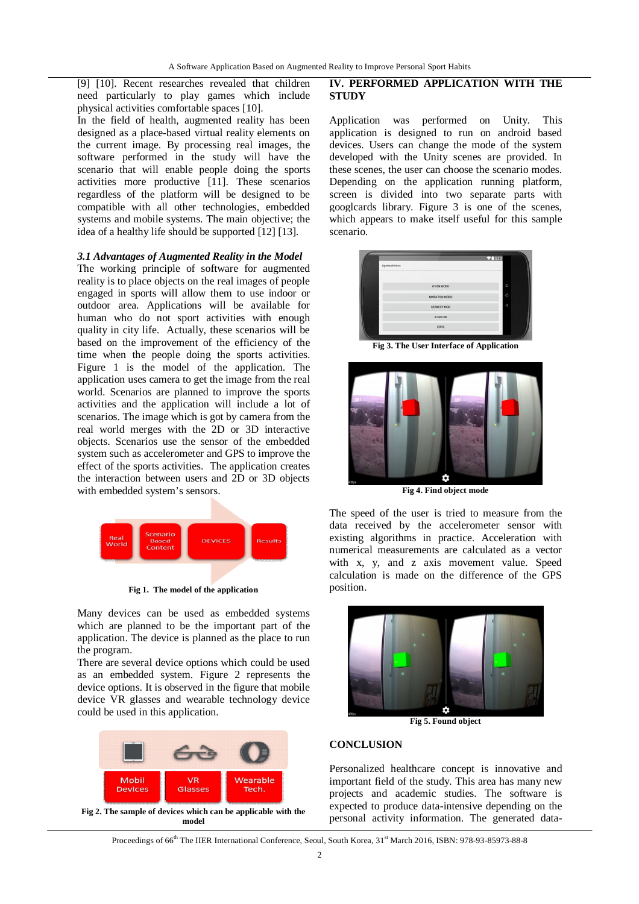[9] [10]. Recent researches revealed that children need particularly to play games which include physical activities comfortable spaces [10].

In the field of health, augmented reality has been designed as a place-based virtual reality elements on the current image. By processing real images, the software performed in the study will have the scenario that will enable people doing the sports activities more productive [11]. These scenarios regardless of the platform will be designed to be compatible with all other technologies, embedded systems and mobile systems. The main objective; the idea of a healthy life should be supported [12] [13].

### *3.1 Advantages of Augmented Reality in the Model*

The working principle of software for augmented reality is to place objects on the real images of people engaged in sports will allow them to use indoor or outdoor area. Applications will be available for human who do not sport activities with enough quality in city life. Actually, these scenarios will be based on the improvement of the efficiency of the time when the people doing the sports activities. Figure 1 is the model of the application. The application uses camera to get the image from the real world. Scenarios are planned to improve the sports activities and the application will include a lot of scenarios. The image which is got by camera from the real world merges with the 2D or 3D interactive objects. Scenarios use the sensor of the embedded system such as accelerometer and GPS to improve the effect of the sports activities. The application creates the interaction between users and 2D or 3D objects with embedded system's sensors.

**Fig 1. The model of the application**

Many devices can be used as embedded systems which are planned to be the important part of the application. The device is planned as the place to run the program.

There are several device options which could be used as an embedded system. Figure 2 represents the device options. It is observed in the figure that mobile device VR glasses and wearable technology device could be used in this application.

**Fig 2. The sample of devices which can be applicable with the model**

## IV. PERFORMED APPLICATION WITH THE STUDY

Application was performed on Unity. This application is designed to run on android based devices. Users can change the mode of the system developed with the Unity scenes are provided. In these scenes, the user can choose the scenario modes. Depending on the application running platform, screen is divided into two separate parts with googlcards library. Figure 3 is one of the scenes, which appears to make itself useful for this sample scenario.

**Fig 3. The User Interface of Application**

**Fig 4. Find object mode**

The speed of the user is tried to measure from the data received by the accelerometer sensor with existing algorithms in practice. Acceleration with numerical measurements are calculated as a vector with x, y, and z axis movement value. Speed calculation is made on the difference of the GPS position.

**Fig 5. Found object**

## CONCLUSION

Personalized healthcare concept is innovative and important field of the study. This area has many new projects and academic studies. The software is expected to produce data-intensive depending on the personal activity information. The generated data-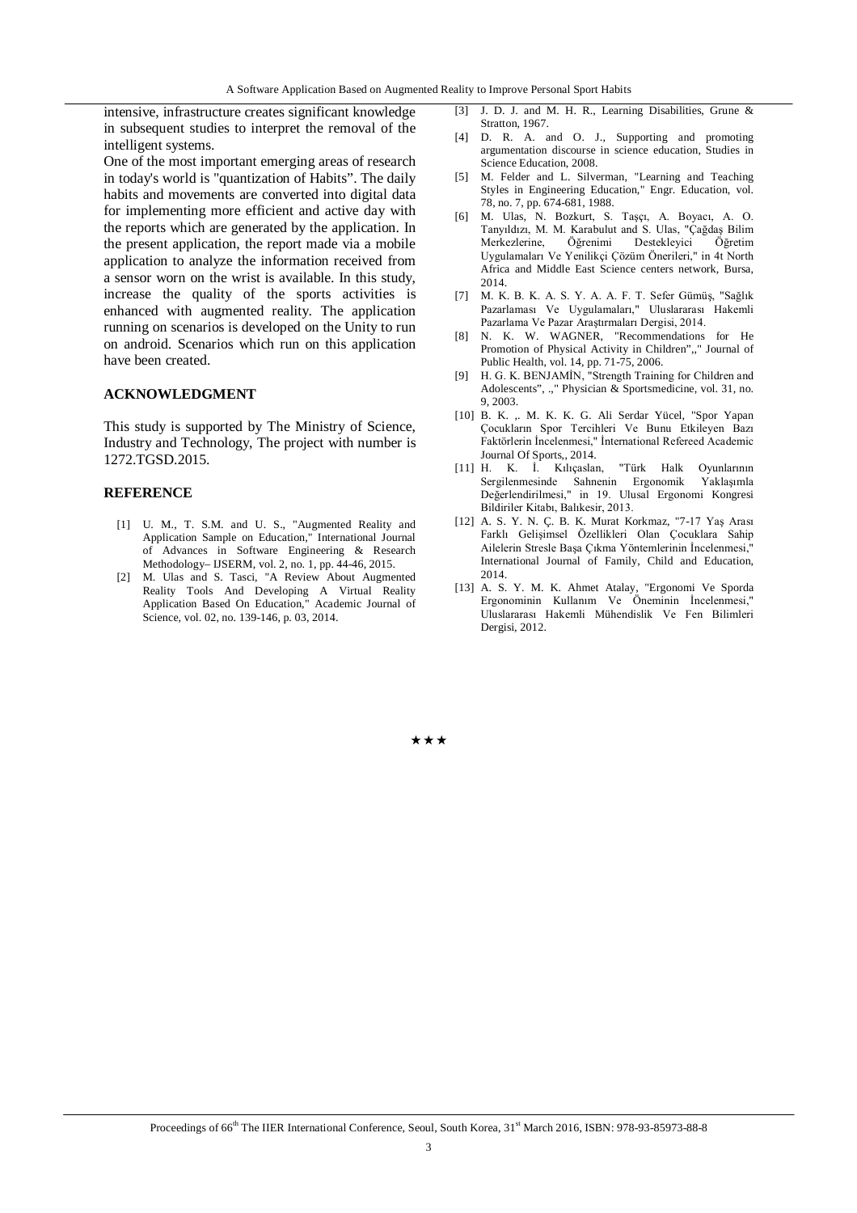intensive, infrastructure creates significant knowledge in subsequent studies to interpret the removal of the intelligent systems.

One of the most important emerging areas of research in today's world is "quantization of Habits". The daily habits and movements are converted into digital data for implementing more efficient and active day with the reports which are generated by the application. In the present application, the report made via a mobile application to analyze the information received from a sensor worn on the wrist is available. In this study, increase the quality of the sports activities is enhanced with augmented reality. The application running on scenarios is developed on the Unity to run on android. Scenarios which run on this application have been created.

## ACKNOWLEDGMENT

This study is supported by The Ministry of Science, Industry and Technology, The project with number is 1272.TGSD.2015.

## REFERENCE

[1] U. M., T. S.M. and U. S., "Augmented Reality and Application Sample on Education," International Journal of Advances in Software Engineering & Research Methodology– IJSERM, vol. 2, no. 1, pp. 44-46, 2015.

[2] M. Ulas and S. Tasci, "A Review About Augmented Reality Tools And Developing A Virtual Reality Application Based On Education," Academic Journal of Science, vol. 02, no. 139-146, p. 03, 2014.

[3] J. D. J. and M. H. R., Learning Disabilities, Grune & Stratton, 1967.

[4] D. R. A. and O. J., Supporting and promoting argumentation discourse in science education, Studies in Science Education, 2008.

[5] M. Felder and L. Silverman, "Learning and Teaching Styles in Engineering Education," Engr. Education, vol. 78, no. 7, pp. 674-681, 1988.

[6] M. Ulas, N. Bozkurt, S. Taşçı, A. Boyacı, A. O. Tanyıldızı, M. M. Karabulut and S. Ulas, "Çağdaş Bilim Merkezlerine, Öğrenimi Destekleyici Öğretim Uygulamaları Ve Yenilikçi Çözüm Önerileri," in 4t North Africa and Middle East Science centers network, Bursa, 2014.

[7] M. K. B. K. A. S. Y. A. A. F. T. Sefer Gümüş, "Sağlık Pazarlaması Ve Uygulamaları," Uluslararası Hakemli Pazarlama Ve Pazar Araştırmaları Dergisi, 2014.

[8] N. K. W. WAGNER, "Recommendations for He Promotion of Physical Activity in Children",," Journal of Public Health, vol. 14, pp. 71-75, 2006.

[9] H. G. K. BENJAMİN, "Strength Training for Children and Adolescents", .," Physician & Sportsmedicine, vol. 31, no. 9, 2003.

[10] B. K. ,. M. K. K. G. Ali Serdar Yücel, "Spor Yapan Çocukların Spor Tercihleri Ve Bunu Etkileyen Bazı Faktörlerin İncelenmesi," International Refereed Academic Journal Of Sports,, 2014.

[11] H. K. İ. Kılıçaslan, "Türk Halk Oyunlarının Sergilenmesinde Sahnenin Ergonomik Yaklaşımla Değerlendirilmesi," in 19. Ulusal Ergonomi Kongresi Bildiriler Kitabı, Balıkesir, 2013.

[12] A. S. Y. N. Ç. B. K. Murat Korkmaz, "7-17 Yaş Arası Farklı Gelişimsel Özellikleri Olan Çocuklara Sahip Ailelerin Stresle Başa Çıkma Yöntemlerinin İncelenmesi," International Journal of Family, Child and Education, 2014.

[13] A. S. Y. M. K. Ahmet Atalay, "Ergonomi Ve Sporda Ergonominin Kullanım Ve Öneminin İncelenmesi," Uluslararası Hakemli Mühendislik Ve Fen Bilimleri Dergisi, 2012.

★★★